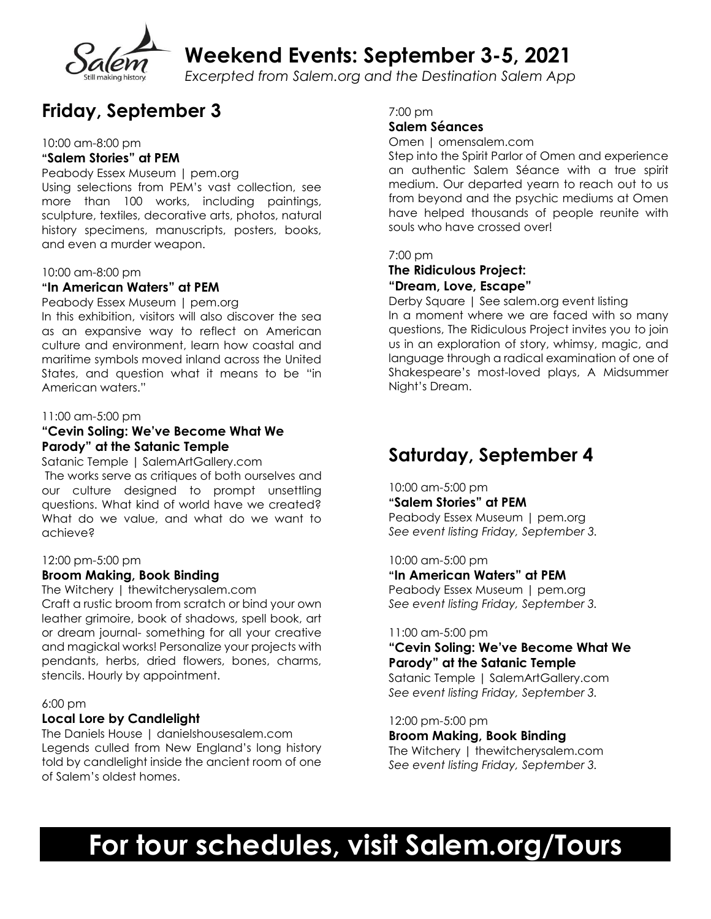# Weekend Events: September 3-5, 2021

*Excerpted from Salem.org and the Destination Salem App*

## Friday, September 3

10:00 am-8:00 pm
**"Salem Stories" at PEM**
Peabody Essex Museum | pem.org
Using selections from PEM's vast collection, see more than 100 works, including paintings, sculpture, textiles, decorative arts, photos, natural history specimens, manuscripts, posters, books, and even a murder weapon.

10:00 am-8:00 pm
**"In American Waters" at PEM**
Peabody Essex Museum | pem.org
In this exhibition, visitors will also discover the sea as an expansive way to reflect on American culture and environment, learn how coastal and maritime symbols moved inland across the United States, and question what it means to be "in American waters."

11:00 am-5:00 pm
**"Cevin Soling: We've Become What We Parody" at the Satanic Temple**
Satanic Temple | SalemArtGallery.com
The works serve as critiques of both ourselves and our culture designed to prompt unsettling questions. What kind of world have we created? What do we value, and what do we want to achieve?

12:00 pm-5:00 pm
**Broom Making, Book Binding**
The Witchery | thewitcherysalem.com
Craft a rustic broom from scratch or bind your own leather grimoire, book of shadows, spell book, art or dream journal- something for all your creative and magickal works! Personalize your projects with pendants, herbs, dried flowers, bones, charms, stencils. Hourly by appointment.

6:00 pm
**Local Lore by Candlelight**
The Daniels House | danielshousesalem.com
Legends culled from New England's long history told by candlelight inside the ancient room of one of Salem's oldest homes.

7:00 pm
**Salem Séances**
Omen | omensalem.com
Step into the Spirit Parlor of Omen and experience an authentic Salem Séance with a true spirit medium. Our departed yearn to reach out to us from beyond and the psychic mediums at Omen have helped thousands of people reunite with souls who have crossed over!

7:00 pm
**The Ridiculous Project: "Dream, Love, Escape"**
Derby Square | See salem.org event listing
In a moment where we are faced with so many questions, The Ridiculous Project invites you to join us in an exploration of story, whimsy, magic, and language through a radical examination of one of Shakespeare's most-loved plays, A Midsummer Night's Dream.

## Saturday, September 4

10:00 am-5:00 pm
**"Salem Stories" at PEM**
Peabody Essex Museum | pem.org
*See event listing Friday, September 3.*

10:00 am-5:00 pm
**"In American Waters" at PEM**
Peabody Essex Museum | pem.org
*See event listing Friday, September 3.*

11:00 am-5:00 pm
**"Cevin Soling: We've Become What We Parody" at the Satanic Temple**
Satanic Temple | SalemArtGallery.com
*See event listing Friday, September 3.*

12:00 pm-5:00 pm
**Broom Making, Book Binding**
The Witchery | thewitcherysalem.com
*See event listing Friday, September 3.*

# For tour schedules, visit Salem.org/Tours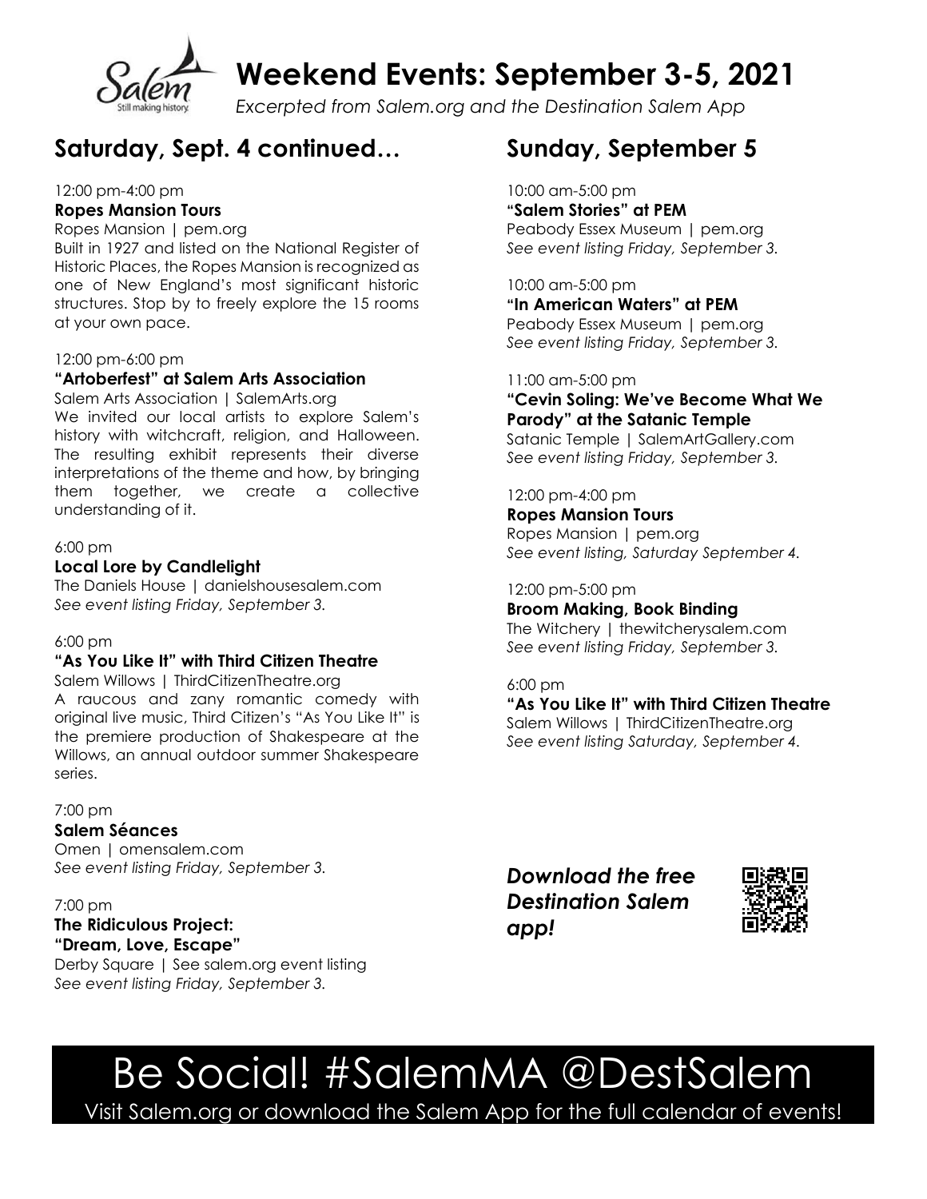# Weekend Events: September 3-5, 2021

*Excerpted from Salem.org and the Destination Salem App*

## Saturday, Sept. 4 continued…

12:00 pm-4:00 pm
**Ropes Mansion Tours**
Ropes Mansion | pem.org
Built in 1927 and listed on the National Register of Historic Places, the Ropes Mansion is recognized as one of New England's most significant historic structures. Stop by to freely explore the 15 rooms at your own pace.

12:00 pm-6:00 pm
**"Artoberfest" at Salem Arts Association**
Salem Arts Association | SalemArts.org
We invited our local artists to explore Salem's history with witchcraft, religion, and Halloween. The resulting exhibit represents their diverse interpretations of the theme and how, by bringing them together, we create a collective understanding of it.

6:00 pm
**Local Lore by Candlelight**
The Daniels House | danielshousesalem.com
*See event listing Friday, September 3.*

6:00 pm
**"As You Like It" with Third Citizen Theatre**
Salem Willows | ThirdCitizenTheatre.org
A raucous and zany romantic comedy with original live music, Third Citizen's "As You Like It" is the premiere production of Shakespeare at the Willows, an annual outdoor summer Shakespeare series.

7:00 pm
**Salem Séances**
Omen | omensalem.com
*See event listing Friday, September 3.*

7:00 pm
**The Ridiculous Project: "Dream, Love, Escape"**
Derby Square | See salem.org event listing
*See event listing Friday, September 3.*

## Sunday, September 5

10:00 am-5:00 pm
**"Salem Stories" at PEM**
Peabody Essex Museum | pem.org
*See event listing Friday, September 3.*

10:00 am-5:00 pm
**"In American Waters" at PEM**
Peabody Essex Museum | pem.org
*See event listing Friday, September 3.*

11:00 am-5:00 pm
**"Cevin Soling: We've Become What We Parody" at the Satanic Temple**
Satanic Temple | SalemArtGallery.com
*See event listing Friday, September 3.*

12:00 pm-4:00 pm
**Ropes Mansion Tours**
Ropes Mansion | pem.org
*See event listing, Saturday September 4.*

12:00 pm-5:00 pm
**Broom Making, Book Binding**
The Witchery | thewitcherysalem.com
*See event listing Friday, September 3.*

6:00 pm
**"As You Like It" with Third Citizen Theatre**
Salem Willows | ThirdCitizenTheatre.org
*See event listing Saturday, September 4.*

***Download the free Destination Salem app!***

Be Social! #SalemMA @DestSalem

Visit Salem.org or download the Salem App for the full calendar of events!